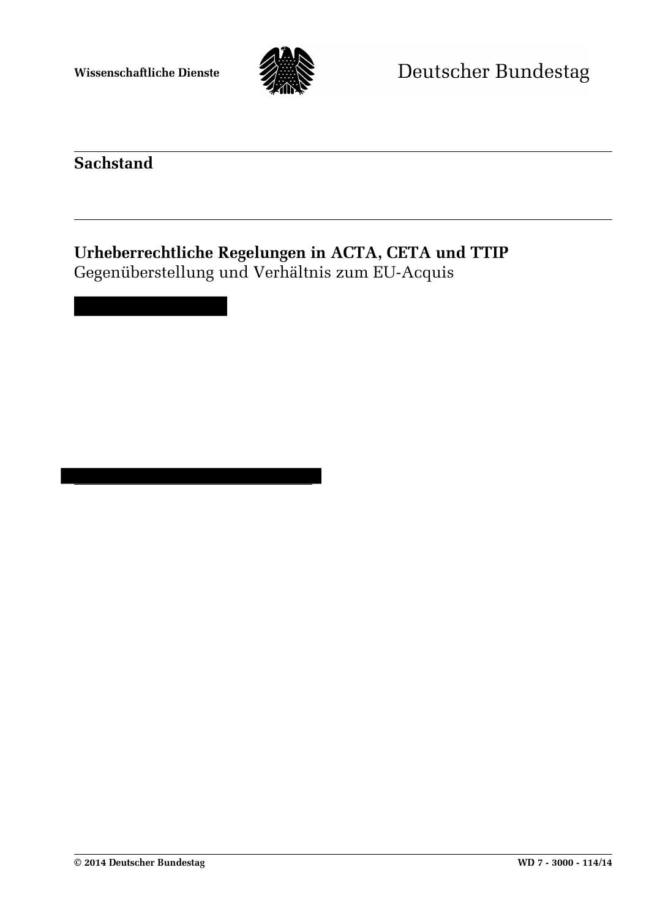Wissenschaftliche Dienste

Deutscher Bundestag

# Sachstand

## Urheberrechtliche Regelungen in ACTA, CETA und TTIP

Gegenüberstellung und Verhältnis zum EU-Acquis

© 2014 Deutscher Bundestag WD 7 - 3000 - 114/14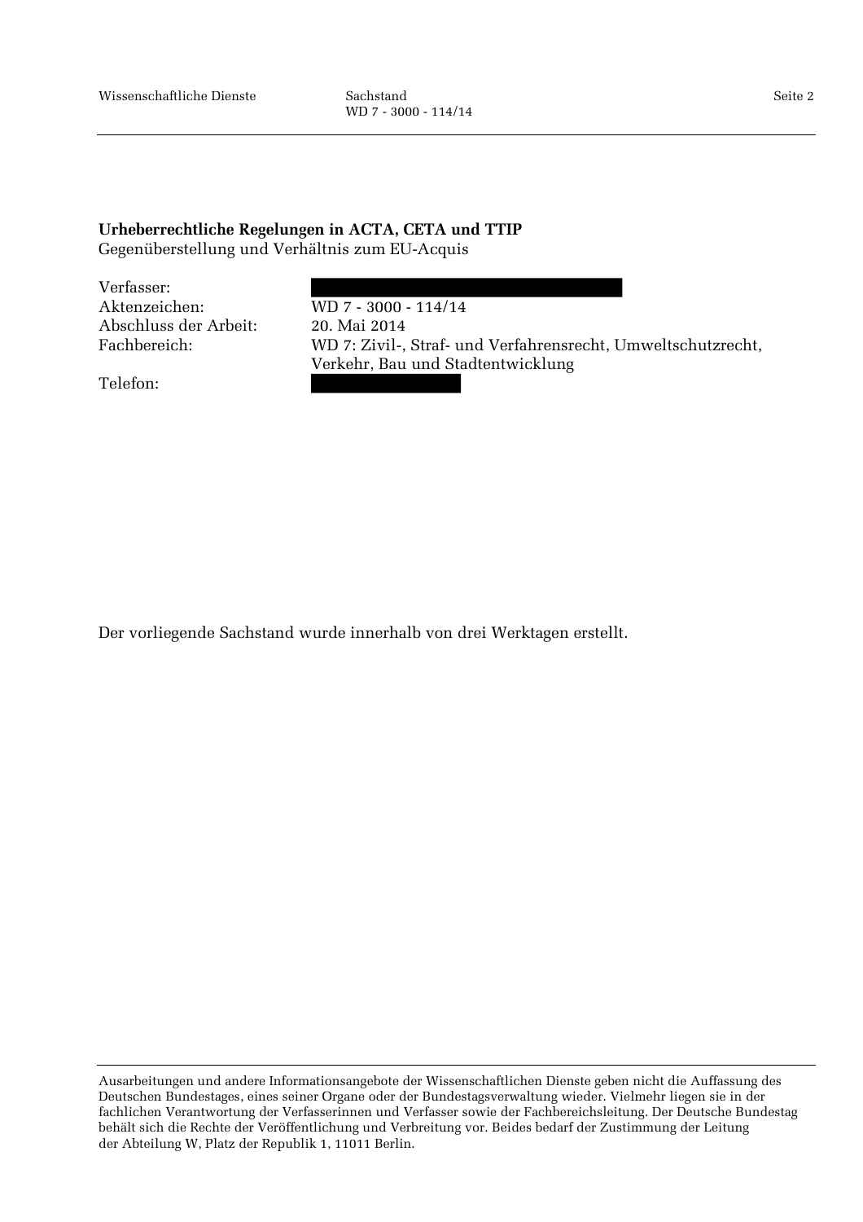**Urheberrechtliche Regelungen in ACTA, CETA und TTIP**
Gegenüberstellung und Verhältnis zum EU-Acquis

| | |
|---|---|
| Verfasser: | |
| Aktenzeichen: | WD 7 - 3000 - 114/14 |
| Abschluss der Arbeit: | 20. Mai 2014 |
| Fachbereich: | WD 7: Zivil-, Straf- und Verfahrensrecht, Umweltschutzrecht, Verkehr, Bau und Stadtentwicklung |
| Telefon: | |

Der vorliegende Sachstand wurde innerhalb von drei Werktagen erstellt.

Ausarbeitungen und andere Informationsangebote der Wissenschaftlichen Dienste geben nicht die Auffassung des Deutschen Bundestages, eines seiner Organe oder der Bundestagsverwaltung wieder. Vielmehr liegen sie in der fachlichen Verantwortung der Verfasserinnen und Verfasser sowie der Fachbereichsleitung. Der Deutsche Bundestag behält sich die Rechte der Veröffentlichung und Verbreitung vor. Beides bedarf der Zustimmung der Leitung der Abteilung W, Platz der Republik 1, 11011 Berlin.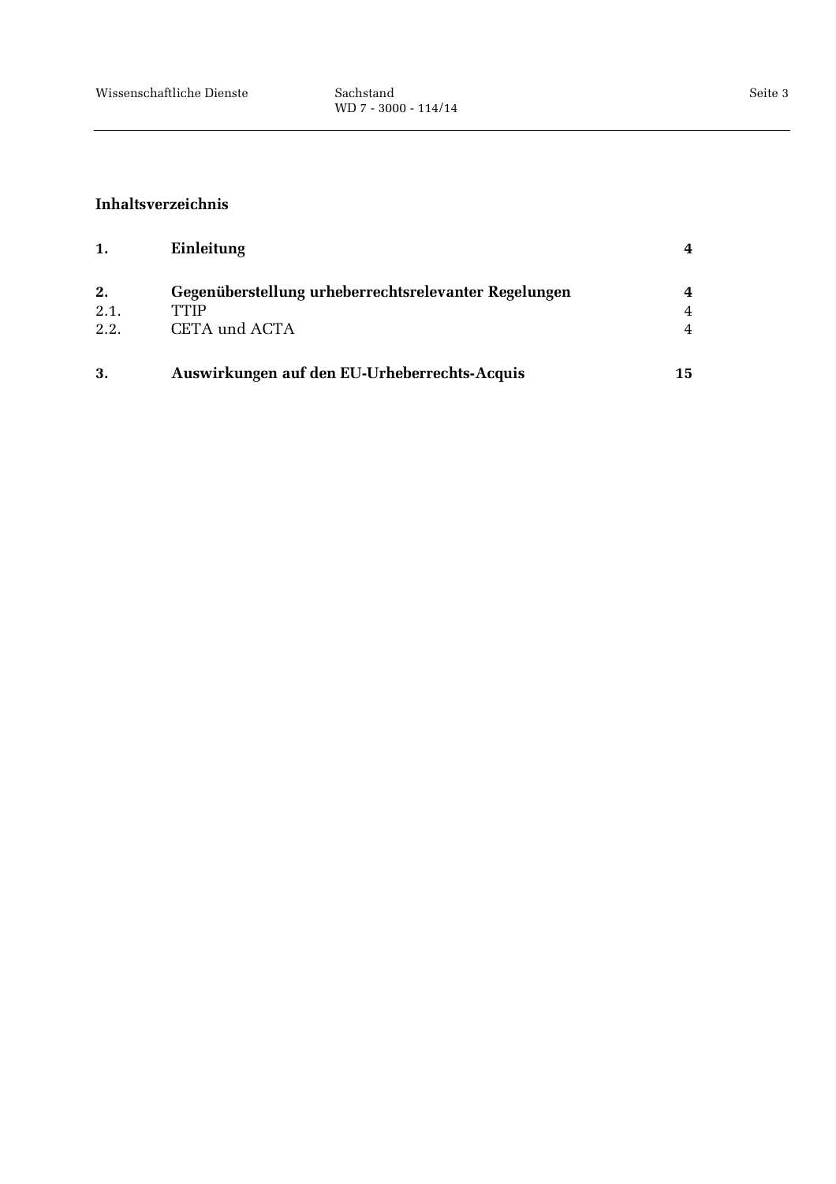**Inhaltsverzeichnis**

| | | |
|---|---|---|
| **1.** | **Einleitung** | **4** |
| **2.** | **Gegenüberstellung urheberrechtsrelevanter Regelungen** | **4** |
| 2.1. | TTIP | 4 |
| 2.2. | CETA und ACTA | 4 |
| **3.** | **Auswirkungen auf den EU-Urheberrechts-Acquis** | **15** |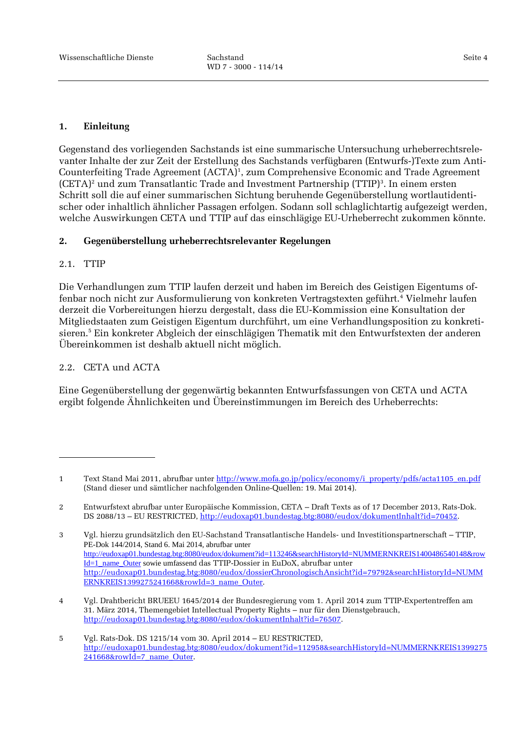## 1. Einleitung

Gegenstand des vorliegenden Sachstands ist eine summarische Untersuchung urheberrechtsrelevanter Inhalte der zur Zeit der Erstellung des Sachstands verfügbaren (Entwurfs-)Texte zum Anti-Counterfeiting Trade Agreement (ACTA)[1], zum Comprehensive Economic and Trade Agreement (CETA)[2] und zum Transatlantic Trade and Investment Partnership (TTIP)[3]. In einem ersten Schritt soll die auf einer summarischen Sichtung beruhende Gegenüberstellung wortlautidentischer oder inhaltlich ähnlicher Passagen erfolgen. Sodann soll schlaglichtartig aufgezeigt werden, welche Auswirkungen CETA und TTIP auf das einschlägige EU-Urheberrecht zukommen könnte.

## 2. Gegenüberstellung urheberrechtsrelevanter Regelungen

### 2.1. TTIP

Die Verhandlungen zum TTIP laufen derzeit und haben im Bereich des Geistigen Eigentums offenbar noch nicht zur Ausformulierung von konkreten Vertragstexten geführt.[4] Vielmehr laufen derzeit die Vorbereitungen hierzu dergestalt, dass die EU-Kommission eine Konsultation der Mitgliedstaaten zum Geistigen Eigentum durchführt, um eine Verhandlungsposition zu konkretisieren.[5] Ein konkreter Abgleich der einschlägigen Thematik mit den Entwurfstexten der anderen Übereinkommen ist deshalb aktuell nicht möglich.

### 2.2. CETA und ACTA

Eine Gegenüberstellung der gegenwärtig bekannten Entwurfsfassungen von CETA und ACTA ergibt folgende Ähnlichkeiten und Übereinstimmungen im Bereich des Urheberrechts:

---

1 Text Stand Mai 2011, abrufbar unter http://www.mofa.go.jp/policy/economy/i_property/pdfs/acta1105_en.pdf (Stand dieser und sämtlicher nachfolgenden Online-Quellen: 19. Mai 2014).

2 Entwurfstext abrufbar unter Europäische Kommission, CETA – Draft Texts as of 17 December 2013, Rats-Dok. DS 2088/13 – EU RESTRICTED, http://eudoxap01.bundestag.btg:8080/eudox/dokumentInhalt?id=70452.

3 Vgl. hierzu grundsätzlich den EU-Sachstand Transatlantische Handels- und Investitionspartnerschaft – TTIP, PE-Dok 144/2014, Stand 6. Mai 2014, abrufbar unter http://eudoxap01.bundestag.btg:8080/eudox/dokument?id=113246&searchHistoryId=NUMMERNKREIS1400486540148&rowId=1_name_Outer sowie umfassend das TTIP-Dossier in EuDoX, abrufbar unter http://eudoxap01.bundestag.btg:8080/eudox/dossierChronologischAnsicht?id=79792&searchHistoryId=NUMMERNKREIS1399275241668&rowId=3_name_Outer.

4 Vgl. Drahtbericht BRUEEU 1645/2014 der Bundesregierung vom 1. April 2014 zum TTIP-Expertentreffen am 31. März 2014, Themengebiet Intellectual Property Rights – nur für den Dienstgebrauch, http://eudoxap01.bundestag.btg:8080/eudox/dokumentInhalt?id=76507.

5 Vgl. Rats-Dok. DS 1215/14 vom 30. April 2014 – EU RESTRICTED, http://eudoxap01.bundestag.btg:8080/eudox/dokument?id=112958&searchHistoryId=NUMMERNKREIS1399275241668&rowId=7_name_Outer.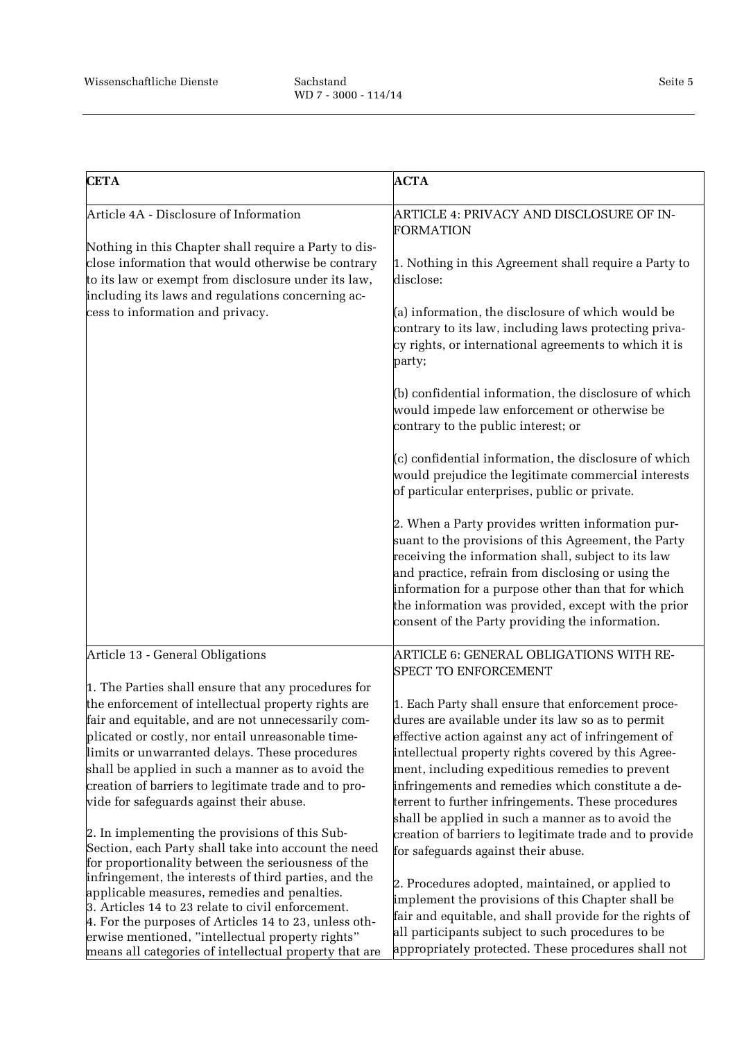| CETA | ACTA |
|---|---|
| Article 4A - Disclosure of Information<br><br>Nothing in this Chapter shall require a Party to disclose information that would otherwise be contrary to its law or exempt from disclosure under its law, including its laws and regulations concerning access to information and privacy. | ARTICLE 4: PRIVACY AND DISCLOSURE OF INFORMATION<br><br>1. Nothing in this Agreement shall require a Party to disclose:<br><br>(a) information, the disclosure of which would be contrary to its law, including laws protecting privacy rights, or international agreements to which it is party;<br><br>(b) confidential information, the disclosure of which would impede law enforcement or otherwise be contrary to the public interest; or<br><br>(c) confidential information, the disclosure of which would prejudice the legitimate commercial interests of particular enterprises, public or private.<br><br>2. When a Party provides written information pursuant to the provisions of this Agreement, the Party receiving the information shall, subject to its law and practice, refrain from disclosing or using the information for a purpose other than that for which the information was provided, except with the prior consent of the Party providing the information. |
| Article 13 - General Obligations<br><br>1. The Parties shall ensure that any procedures for the enforcement of intellectual property rights are fair and equitable, and are not unnecessarily complicated or costly, nor entail unreasonable time-limits or unwarranted delays. These procedures shall be applied in such a manner as to avoid the creation of barriers to legitimate trade and to provide for safeguards against their abuse.<br><br>2. In implementing the provisions of this Sub-Section, each Party shall take into account the need for proportionality between the seriousness of the infringement, the interests of third parties, and the applicable measures, remedies and penalties.<br>3. Articles 14 to 23 relate to civil enforcement.<br>4. For the purposes of Articles 14 to 23, unless otherwise mentioned, "intellectual property rights" means all categories of intellectual property that are | ARTICLE 6: GENERAL OBLIGATIONS WITH RESPECT TO ENFORCEMENT<br><br>1. Each Party shall ensure that enforcement procedures are available under its law so as to permit effective action against any act of infringement of intellectual property rights covered by this Agreement, including expeditious remedies to prevent infringements and remedies which constitute a deterrent to further infringements. These procedures shall be applied in such a manner as to avoid the creation of barriers to legitimate trade and to provide for safeguards against their abuse.<br><br>2. Procedures adopted, maintained, or applied to implement the provisions of this Chapter shall be fair and equitable, and shall provide for the rights of all participants subject to such procedures to be appropriately protected. These procedures shall not |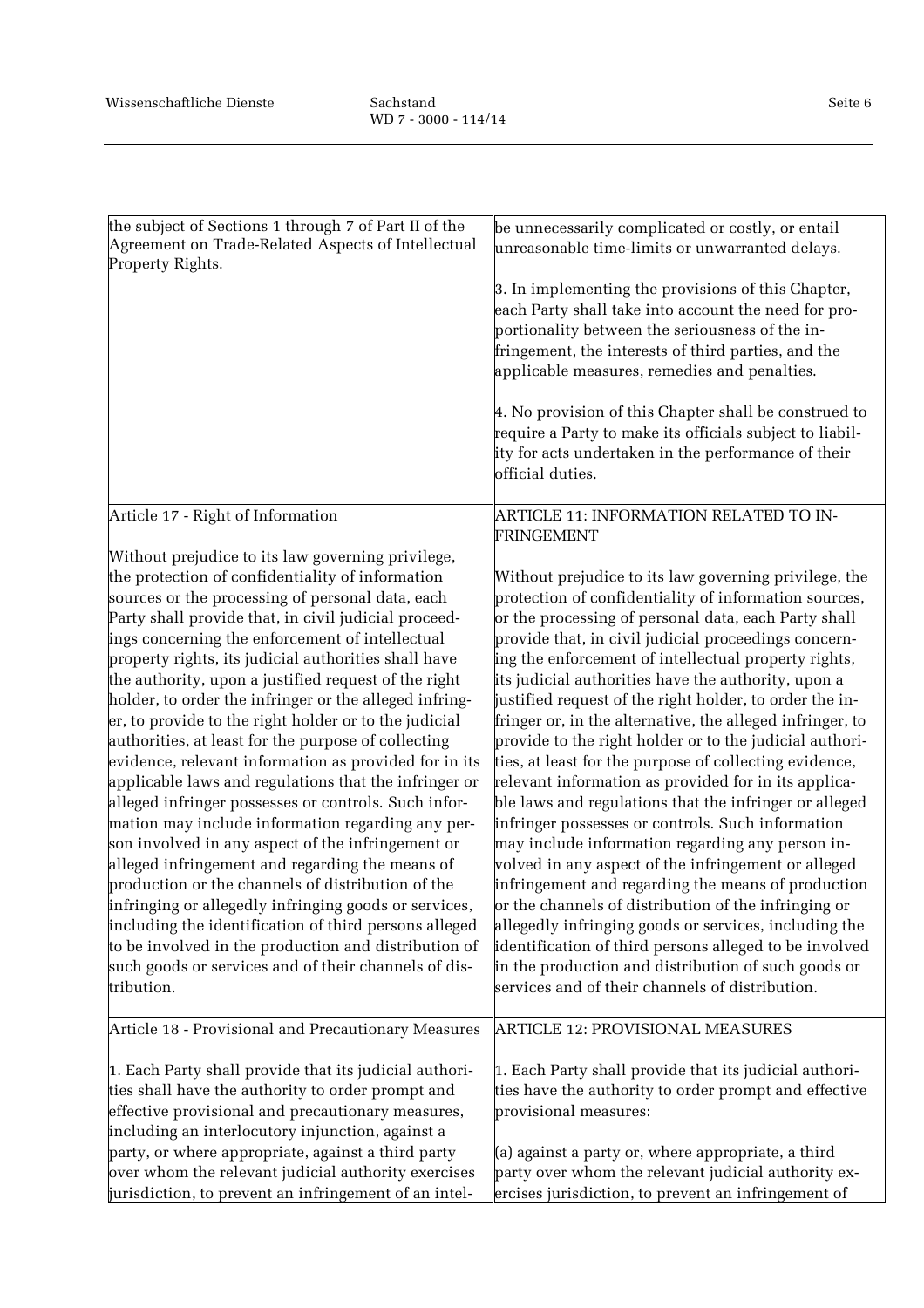| | |
|---|---|
| the subject of Sections 1 through 7 of Part II of the Agreement on Trade-Related Aspects of Intellectual Property Rights. | be unnecessarily complicated or costly, or entail unreasonable time-limits or unwarranted delays.<br><br>3. In implementing the provisions of this Chapter, each Party shall take into account the need for proportionality between the seriousness of the infringement, the interests of third parties, and the applicable measures, remedies and penalties.<br><br>4. No provision of this Chapter shall be construed to require a Party to make its officials subject to liability for acts undertaken in the performance of their official duties. |
| Article 17 - Right of Information<br><br>Without prejudice to its law governing privilege, the protection of confidentiality of information sources or the processing of personal data, each Party shall provide that, in civil judicial proceedings concerning the enforcement of intellectual property rights, its judicial authorities shall have the authority, upon a justified request of the right holder, to order the infringer or the alleged infringer, to provide to the right holder or to the judicial authorities, at least for the purpose of collecting evidence, relevant information as provided for in its applicable laws and regulations that the infringer or alleged infringer possesses or controls. Such information may include information regarding any person involved in any aspect of the infringement or alleged infringement and regarding the means of production or the channels of distribution of the infringing or allegedly infringing goods or services, including the identification of third persons alleged to be involved in the production and distribution of such goods or services and of their channels of distribution. | ARTICLE 11: INFORMATION RELATED TO INFRINGEMENT<br><br>Without prejudice to its law governing privilege, the protection of confidentiality of information sources, or the processing of personal data, each Party shall provide that, in civil judicial proceedings concerning the enforcement of intellectual property rights, its judicial authorities have the authority, upon a justified request of the right holder, to order the infringer or, in the alternative, the alleged infringer, to provide to the right holder or to the judicial authorities, at least for the purpose of collecting evidence, relevant information as provided for in its applicable laws and regulations that the infringer or alleged infringer possesses or controls. Such information may include information regarding any person involved in any aspect of the infringement or alleged infringement and regarding the means of production or the channels of distribution of the infringing or allegedly infringing goods or services, including the identification of third persons alleged to be involved in the production and distribution of such goods or services and of their channels of distribution. |
| Article 18 - Provisional and Precautionary Measures<br><br>1. Each Party shall provide that its judicial authorities shall have the authority to order prompt and effective provisional and precautionary measures, including an interlocutory injunction, against a party, or where appropriate, against a third party over whom the relevant judicial authority exercises jurisdiction, to prevent an infringement of an intel- | ARTICLE 12: PROVISIONAL MEASURES<br><br>1. Each Party shall provide that its judicial authorities have the authority to order prompt and effective provisional measures:<br><br>(a) against a party or, where appropriate, a third party over whom the relevant judicial authority exercises jurisdiction, to prevent an infringement of |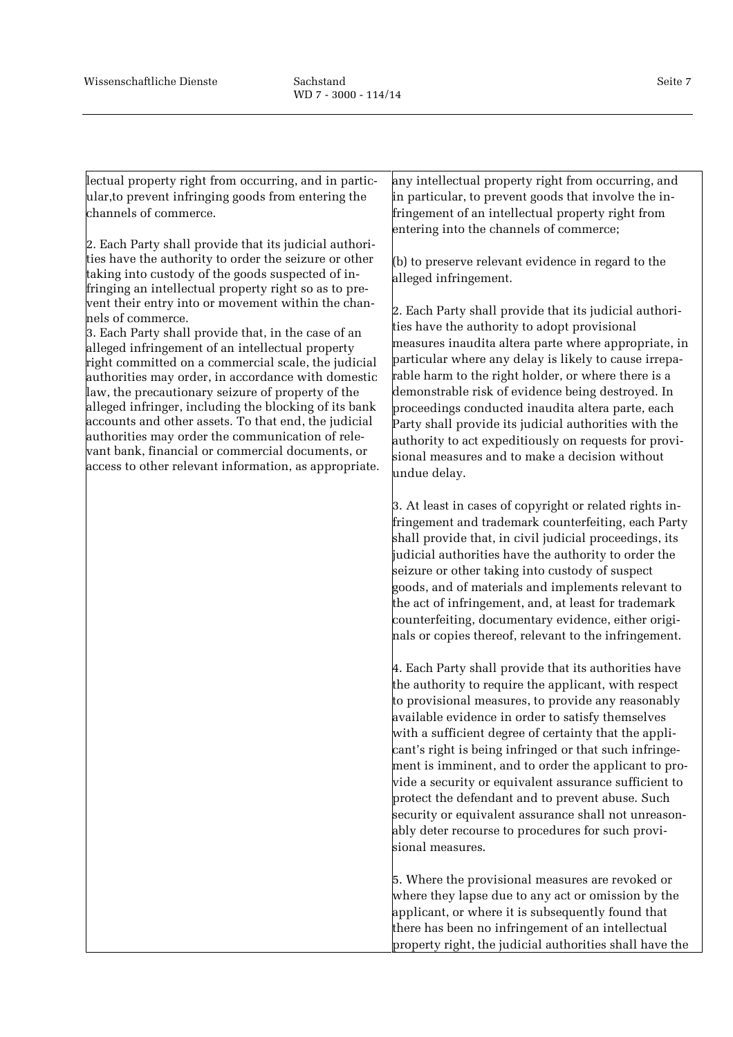| | |
|---|---|
| lectual property right from occurring, and in particular,to prevent infringing goods from entering the channels of commerce.<br><br>2. Each Party shall provide that its judicial authorities have the authority to order the seizure or other taking into custody of the goods suspected of infringing an intellectual property right so as to prevent their entry into or movement within the channels of commerce.<br>3. Each Party shall provide that, in the case of an alleged infringement of an intellectual property right committed on a commercial scale, the judicial authorities may order, in accordance with domestic law, the precautionary seizure of property of the alleged infringer, including the blocking of its bank accounts and other assets. To that end, the judicial authorities may order the communication of relevant bank, financial or commercial documents, or access to other relevant information, as appropriate. | any intellectual property right from occurring, and in particular, to prevent goods that involve the infringement of an intellectual property right from entering into the channels of commerce;<br><br>(b) to preserve relevant evidence in regard to the alleged infringement.<br><br>2. Each Party shall provide that its judicial authorities have the authority to adopt provisional measures inaudita altera parte where appropriate, in particular where any delay is likely to cause irreparable harm to the right holder, or where there is a demonstrable risk of evidence being destroyed. In proceedings conducted inaudita altera parte, each Party shall provide its judicial authorities with the authority to act expeditiously on requests for provisional measures and to make a decision without undue delay.<br><br>3. At least in cases of copyright or related rights infringement and trademark counterfeiting, each Party shall provide that, in civil judicial proceedings, its judicial authorities have the authority to order the seizure or other taking into custody of suspect goods, and of materials and implements relevant to the act of infringement, and, at least for trademark counterfeiting, documentary evidence, either originals or copies thereof, relevant to the infringement.<br><br>4. Each Party shall provide that its authorities have the authority to require the applicant, with respect to provisional measures, to provide any reasonably available evidence in order to satisfy themselves with a sufficient degree of certainty that the applicant's right is being infringed or that such infringement is imminent, and to order the applicant to provide a security or equivalent assurance sufficient to protect the defendant and to prevent abuse. Such security or equivalent assurance shall not unreasonably deter recourse to procedures for such provisional measures.<br><br>5. Where the provisional measures are revoked or where they lapse due to any act or omission by the applicant, or where it is subsequently found that there has been no infringement of an intellectual property right, the judicial authorities shall have the |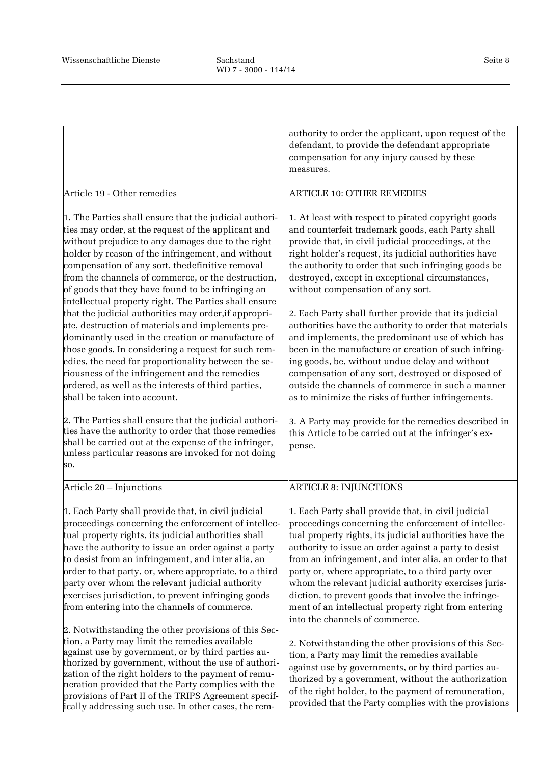| | |
|---|---|
| | authority to order the applicant, upon request of the defendant, to provide the defendant appropriate compensation for any injury caused by these measures. |
| Article 19 - Other remedies<br><br>1. The Parties shall ensure that the judicial authorities may order, at the request of the applicant and without prejudice to any damages due to the right holder by reason of the infringement, and without compensation of any sort, thedefinitive removal from the channels of commerce, or the destruction, of goods that they have found to be infringing an intellectual property right. The Parties shall ensure that the judicial authorities may order,if appropriate, destruction of materials and implements predominantly used in the creation or manufacture of those goods. In considering a request for such remedies, the need for proportionality between the seriousness of the infringement and the remedies ordered, as well as the interests of third parties, shall be taken into account.<br><br>2. The Parties shall ensure that the judicial authorities have the authority to order that those remedies shall be carried out at the expense of the infringer, unless particular reasons are invoked for not doing so. | ARTICLE 10: OTHER REMEDIES<br><br>1. At least with respect to pirated copyright goods and counterfeit trademark goods, each Party shall provide that, in civil judicial proceedings, at the right holder's request, its judicial authorities have the authority to order that such infringing goods be destroyed, except in exceptional circumstances, without compensation of any sort.<br><br>2. Each Party shall further provide that its judicial authorities have the authority to order that materials and implements, the predominant use of which has been in the manufacture or creation of such infringing goods, be, without undue delay and without compensation of any sort, destroyed or disposed of outside the channels of commerce in such a manner as to minimize the risks of further infringements.<br><br>3. A Party may provide for the remedies described in this Article to be carried out at the infringer's expense. |
| Article 20 – Injunctions<br><br>1. Each Party shall provide that, in civil judicial proceedings concerning the enforcement of intellectual property rights, its judicial authorities shall have the authority to issue an order against a party to desist from an infringement, and inter alia, an order to that party, or, where appropriate, to a third party over whom the relevant judicial authority exercises jurisdiction, to prevent infringing goods from entering into the channels of commerce.<br><br>2. Notwithstanding the other provisions of this Section, a Party may limit the remedies available against use by government, or by third parties authorized by government, without the use of authorization of the right holders to the payment of remuneration provided that the Party complies with the provisions of Part II of the TRIPS Agreement specifically addressing such use. In other cases, the rem- | ARTICLE 8: INJUNCTIONS<br><br>1. Each Party shall provide that, in civil judicial proceedings concerning the enforcement of intellectual property rights, its judicial authorities have the authority to issue an order against a party to desist from an infringement, and inter alia, an order to that party or, where appropriate, to a third party over whom the relevant judicial authority exercises jurisdiction, to prevent goods that involve the infringement of an intellectual property right from entering into the channels of commerce.<br><br>2. Notwithstanding the other provisions of this Section, a Party may limit the remedies available against use by governments, or by third parties authorized by a government, without the authorization of the right holder, to the payment of remuneration, provided that the Party complies with the provisions |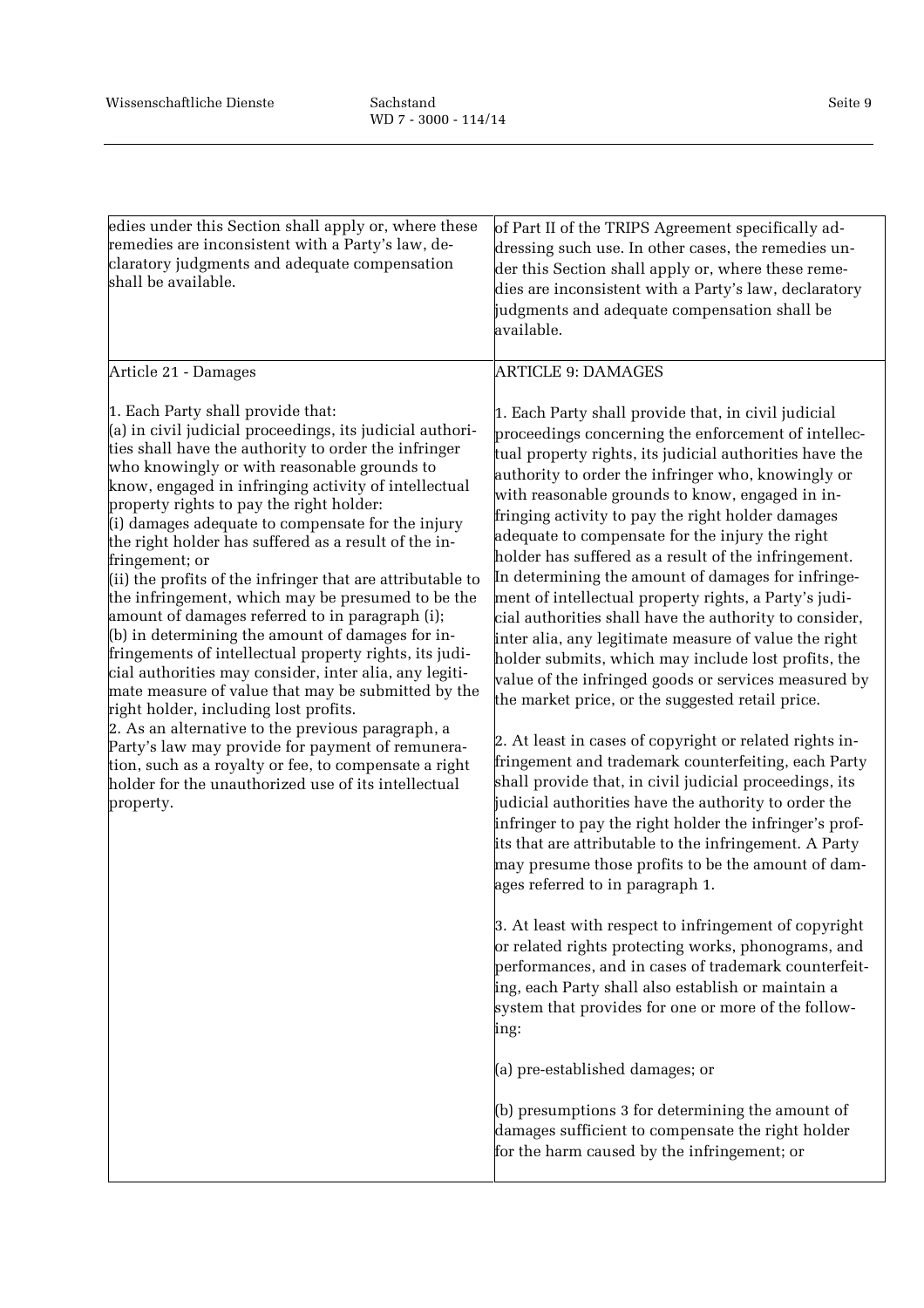| | |
|---|---|
| edies under this Section shall apply or, where these remedies are inconsistent with a Party's law, declaratory judgments and adequate compensation shall be available. | of Part II of the TRIPS Agreement specifically addressing such use. In other cases, the remedies under this Section shall apply or, where these remedies are inconsistent with a Party's law, declaratory judgments and adequate compensation shall be available. |
| Article 21 - Damages<br><br>1. Each Party shall provide that:<br>(a) in civil judicial proceedings, its judicial authorities shall have the authority to order the infringer who knowingly or with reasonable grounds to know, engaged in infringing activity of intellectual property rights to pay the right holder:<br>(i) damages adequate to compensate for the injury the right holder has suffered as a result of the infringement; or<br>(ii) the profits of the infringer that are attributable to the infringement, which may be presumed to be the amount of damages referred to in paragraph (i);<br>(b) in determining the amount of damages for infringements of intellectual property rights, its judicial authorities may consider, inter alia, any legitimate measure of value that may be submitted by the right holder, including lost profits.<br>2. As an alternative to the previous paragraph, a Party's law may provide for payment of remuneration, such as a royalty or fee, to compensate a right holder for the unauthorized use of its intellectual property. | ARTICLE 9: DAMAGES<br><br>1. Each Party shall provide that, in civil judicial proceedings concerning the enforcement of intellectual property rights, its judicial authorities have the authority to order the infringer who, knowingly or with reasonable grounds to know, engaged in infringing activity to pay the right holder damages adequate to compensate for the injury the right holder has suffered as a result of the infringement. In determining the amount of damages for infringement of intellectual property rights, a Party's judicial authorities shall have the authority to consider, inter alia, any legitimate measure of value the right holder submits, which may include lost profits, the value of the infringed goods or services measured by the market price, or the suggested retail price.<br><br>2. At least in cases of copyright or related rights infringement and trademark counterfeiting, each Party shall provide that, in civil judicial proceedings, its judicial authorities have the authority to order the infringer to pay the right holder the infringer's profits that are attributable to the infringement. A Party may presume those profits to be the amount of damages referred to in paragraph 1.<br><br>3. At least with respect to infringement of copyright or related rights protecting works, phonograms, and performances, and in cases of trademark counterfeiting, each Party shall also establish or maintain a system that provides for one or more of the following:<br><br>(a) pre-established damages; or<br><br>(b) presumptions 3 for determining the amount of damages sufficient to compensate the right holder for the harm caused by the infringement; or |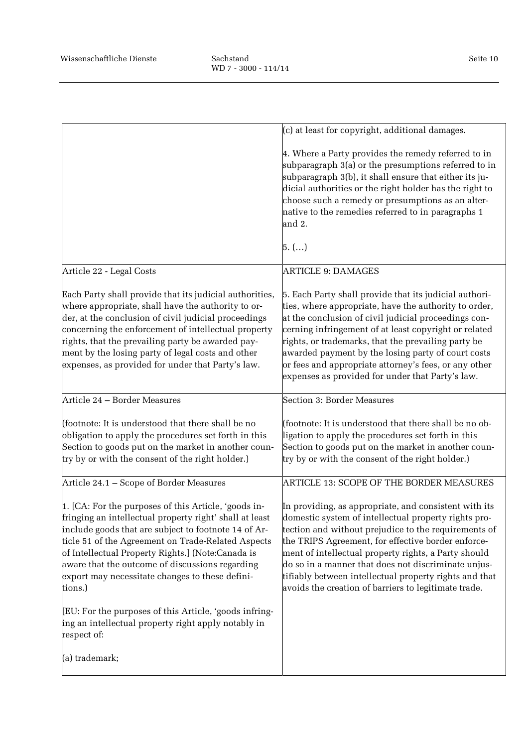| | |
|---|---|
| | (c) at least for copyright, additional damages.<br><br>4. Where a Party provides the remedy referred to in subparagraph 3(a) or the presumptions referred to in subparagraph 3(b), it shall ensure that either its judicial authorities or the right holder has the right to choose such a remedy or presumptions as an alternative to the remedies referred to in paragraphs 1 and 2.<br><br>5. (…) |
| Article 22 - Legal Costs<br><br>Each Party shall provide that its judicial authorities, where appropriate, shall have the authority to order, at the conclusion of civil judicial proceedings concerning the enforcement of intellectual property rights, that the prevailing party be awarded payment by the losing party of legal costs and other expenses, as provided for under that Party's law. | ARTICLE 9: DAMAGES<br><br>5. Each Party shall provide that its judicial authorities, where appropriate, have the authority to order, at the conclusion of civil judicial proceedings concerning infringement of at least copyright or related rights, or trademarks, that the prevailing party be awarded payment by the losing party of court costs or fees and appropriate attorney's fees, or any other expenses as provided for under that Party's law. |
| Article 24 – Border Measures<br><br>(footnote: It is understood that there shall be no obligation to apply the procedures set forth in this Section to goods put on the market in another country by or with the consent of the right holder.) | Section 3: Border Measures<br><br>(footnote: It is understood that there shall be no obligation to apply the procedures set forth in this Section to goods put on the market in another country by or with the consent of the right holder.) |
| Article 24.1 – Scope of Border Measures<br><br>1. [CA: For the purposes of this Article, 'goods infringing an intellectual property right' shall at least include goods that are subject to footnote 14 of Article 51 of the Agreement on Trade-Related Aspects of Intellectual Property Rights.] (Note:Canada is aware that the outcome of discussions regarding export may necessitate changes to these definitions.)<br><br>[EU: For the purposes of this Article, 'goods infringing an intellectual property right apply notably in respect of:<br><br>(a) trademark; | ARTICLE 13: SCOPE OF THE BORDER MEASURES<br><br>In providing, as appropriate, and consistent with its domestic system of intellectual property rights protection and without prejudice to the requirements of the TRIPS Agreement, for effective border enforcement of intellectual property rights, a Party should do so in a manner that does not discriminate unjustifiably between intellectual property rights and that avoids the creation of barriers to legitimate trade. |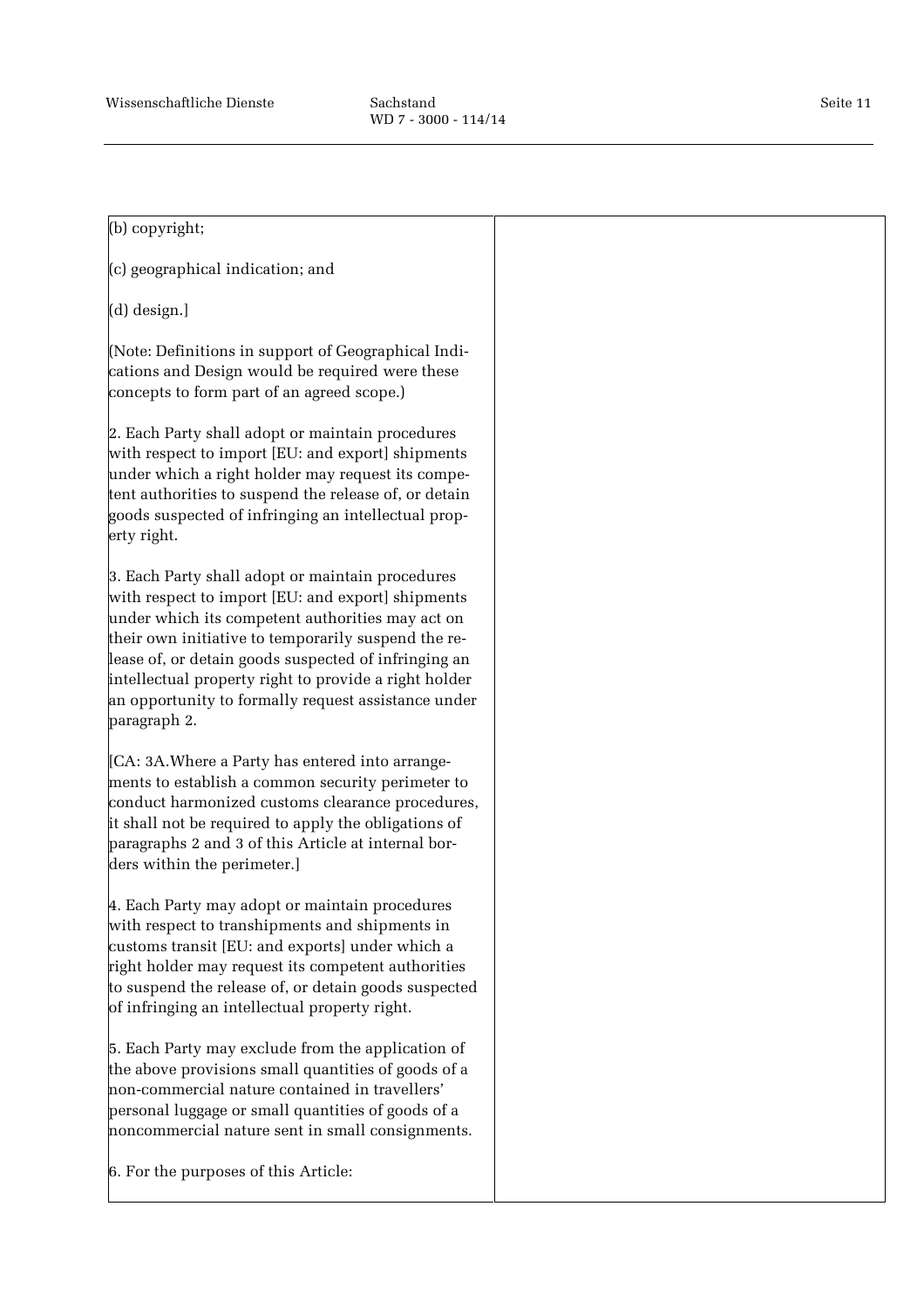| | |
|---|---|
| (b) copyright;<br><br>(c) geographical indication; and<br><br>(d) design.]<br><br>(Note: Definitions in support of Geographical Indications and Design would be required were these concepts to form part of an agreed scope.)<br><br>2. Each Party shall adopt or maintain procedures with respect to import [EU: and export] shipments under which a right holder may request its competent authorities to suspend the release of, or detain goods suspected of infringing an intellectual property right.<br><br>3. Each Party shall adopt or maintain procedures with respect to import [EU: and export] shipments under which its competent authorities may act on their own initiative to temporarily suspend the release of, or detain goods suspected of infringing an intellectual property right to provide a right holder an opportunity to formally request assistance under paragraph 2.<br><br>[CA: 3A.Where a Party has entered into arrangements to establish a common security perimeter to conduct harmonized customs clearance procedures, it shall not be required to apply the obligations of paragraphs 2 and 3 of this Article at internal borders within the perimeter.]<br><br>4. Each Party may adopt or maintain procedures with respect to transhipments and shipments in customs transit [EU: and exports] under which a right holder may request its competent authorities to suspend the release of, or detain goods suspected of infringing an intellectual property right.<br><br>5. Each Party may exclude from the application of the above provisions small quantities of goods of a non-commercial nature contained in travellers' personal luggage or small quantities of goods of a noncommercial nature sent in small consignments.<br><br>6. For the purposes of this Article: | |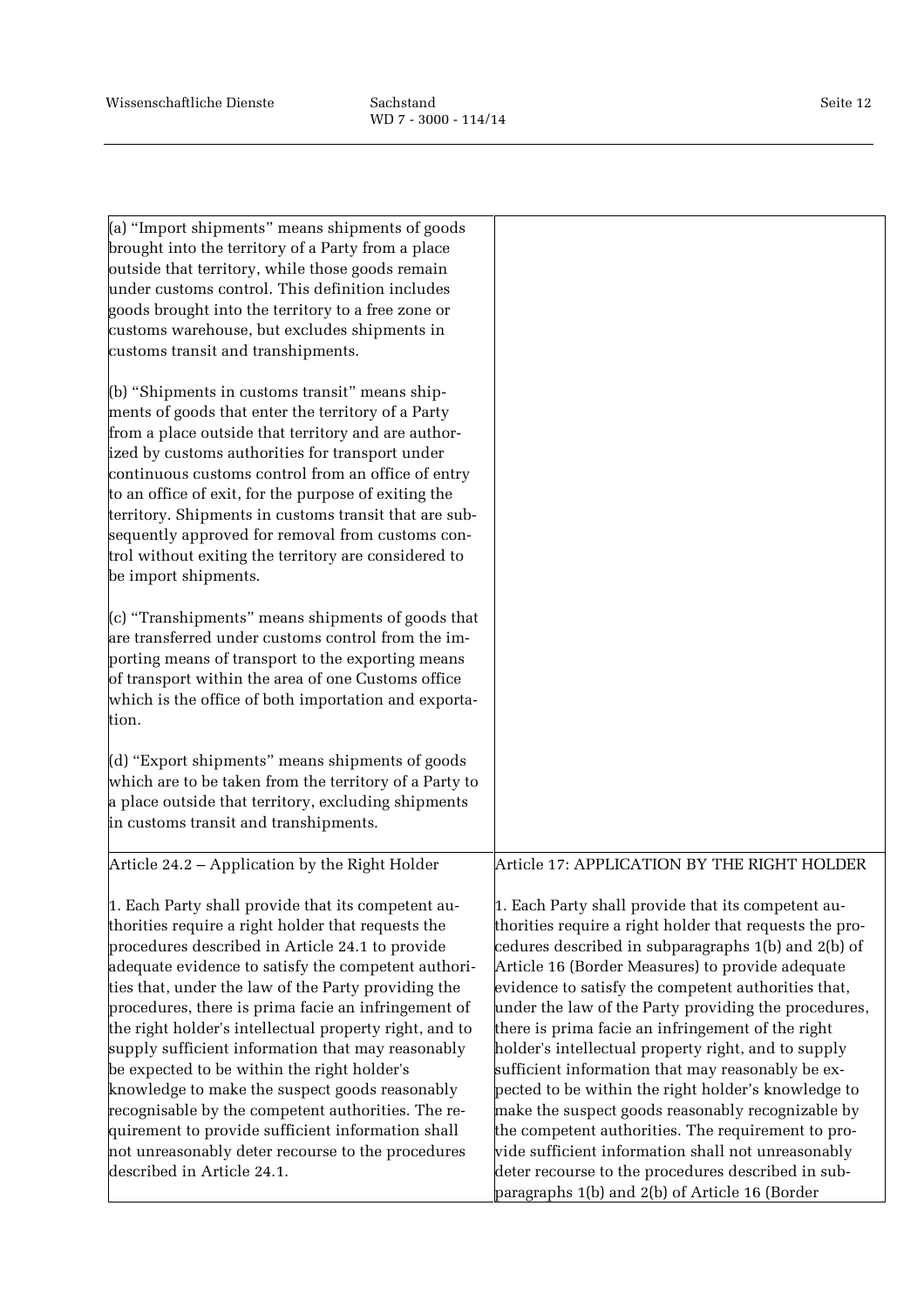| | |
|---|---|
| (a) "Import shipments" means shipments of goods brought into the territory of a Party from a place outside that territory, while those goods remain under customs control. This definition includes goods brought into the territory to a free zone or customs warehouse, but excludes shipments in customs transit and transhipments.<br><br>(b) "Shipments in customs transit" means shipments of goods that enter the territory of a Party from a place outside that territory and are authorized by customs authorities for transport under continuous customs control from an office of entry to an office of exit, for the purpose of exiting the territory. Shipments in customs transit that are subsequently approved for removal from customs control without exiting the territory are considered to be import shipments.<br><br>(c) "Transhipments" means shipments of goods that are transferred under customs control from the importing means of transport to the exporting means of transport within the area of one Customs office which is the office of both importation and exportation.<br><br>(d) "Export shipments" means shipments of goods which are to be taken from the territory of a Party to a place outside that territory, excluding shipments in customs transit and transhipments. | |
| Article 24.2 – Application by the Right Holder<br><br>1. Each Party shall provide that its competent authorities require a right holder that requests the procedures described in Article 24.1 to provide adequate evidence to satisfy the competent authorities that, under the law of the Party providing the procedures, there is prima facie an infringement of the right holder's intellectual property right, and to supply sufficient information that may reasonably be expected to be within the right holder's knowledge to make the suspect goods reasonably recognisable by the competent authorities. The requirement to provide sufficient information shall not unreasonably deter recourse to the procedures described in Article 24.1. | Article 17: APPLICATION BY THE RIGHT HOLDER<br><br>1. Each Party shall provide that its competent authorities require a right holder that requests the procedures described in subparagraphs 1(b) and 2(b) of Article 16 (Border Measures) to provide adequate evidence to satisfy the competent authorities that, under the law of the Party providing the procedures, there is prima facie an infringement of the right holder's intellectual property right, and to supply sufficient information that may reasonably be expected to be within the right holder's knowledge to make the suspect goods reasonably recognizable by the competent authorities. The requirement to provide sufficient information shall not unreasonably deter recourse to the procedures described in subparagraphs 1(b) and 2(b) of Article 16 (Border |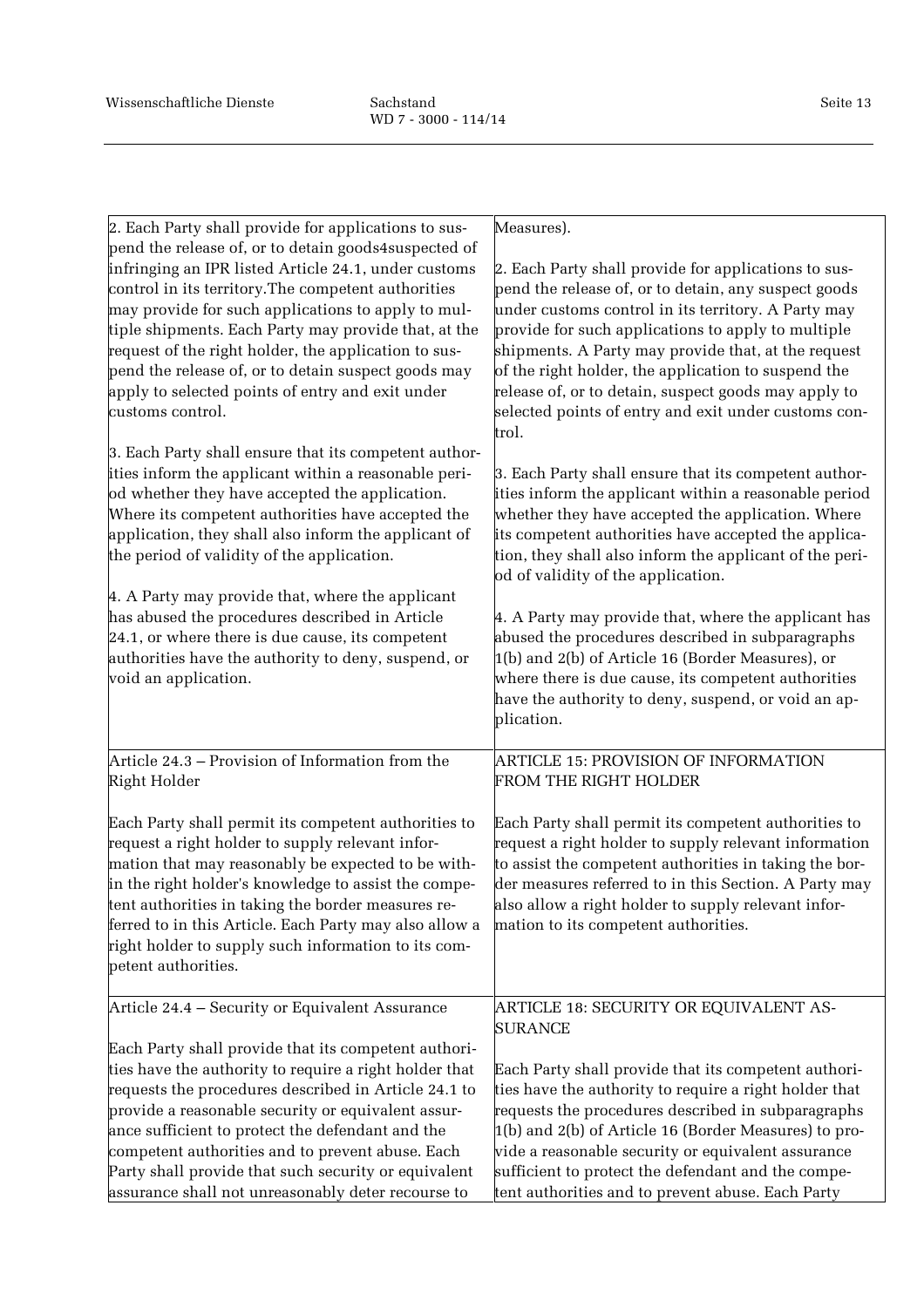| | |
|---|---|
| 2. Each Party shall provide for applications to suspend the release of, or to detain goods4suspected of infringing an IPR listed Article 24.1, under customs control in its territory.The competent authorities may provide for such applications to apply to multiple shipments. Each Party may provide that, at the request of the right holder, the application to suspend the release of, or to detain suspect goods may apply to selected points of entry and exit under customs control.<br><br>3. Each Party shall ensure that its competent authorities inform the applicant within a reasonable period whether they have accepted the application. Where its competent authorities have accepted the application, they shall also inform the applicant of the period of validity of the application.<br><br>4. A Party may provide that, where the applicant has abused the procedures described in Article 24.1, or where there is due cause, its competent authorities have the authority to deny, suspend, or void an application. | Measures).<br><br>2. Each Party shall provide for applications to suspend the release of, or to detain, any suspect goods under customs control in its territory. A Party may provide for such applications to apply to multiple shipments. A Party may provide that, at the request of the right holder, the application to suspend the release of, or to detain, suspect goods may apply to selected points of entry and exit under customs control.<br><br>3. Each Party shall ensure that its competent authorities inform the applicant within a reasonable period whether they have accepted the application. Where its competent authorities have accepted the application, they shall also inform the applicant of the period of validity of the application.<br><br>4. A Party may provide that, where the applicant has abused the procedures described in subparagraphs 1(b) and 2(b) of Article 16 (Border Measures), or where there is due cause, its competent authorities have the authority to deny, suspend, or void an application. |
| Article 24.3 – Provision of Information from the Right Holder<br><br>Each Party shall permit its competent authorities to request a right holder to supply relevant information that may reasonably be expected to be within the right holder's knowledge to assist the competent authorities in taking the border measures referred to in this Article. Each Party may also allow a right holder to supply such information to its competent authorities. | ARTICLE 15: PROVISION OF INFORMATION FROM THE RIGHT HOLDER<br><br>Each Party shall permit its competent authorities to request a right holder to supply relevant information to assist the competent authorities in taking the border measures referred to in this Section. A Party may also allow a right holder to supply relevant information to its competent authorities. |
| Article 24.4 – Security or Equivalent Assurance<br><br>Each Party shall provide that its competent authorities have the authority to require a right holder that requests the procedures described in Article 24.1 to provide a reasonable security or equivalent assurance sufficient to protect the defendant and the competent authorities and to prevent abuse. Each Party shall provide that such security or equivalent assurance shall not unreasonably deter recourse to | ARTICLE 18: SECURITY OR EQUIVALENT ASSURANCE<br><br>Each Party shall provide that its competent authorities have the authority to require a right holder that requests the procedures described in subparagraphs 1(b) and 2(b) of Article 16 (Border Measures) to provide a reasonable security or equivalent assurance sufficient to protect the defendant and the competent authorities and to prevent abuse. Each Party |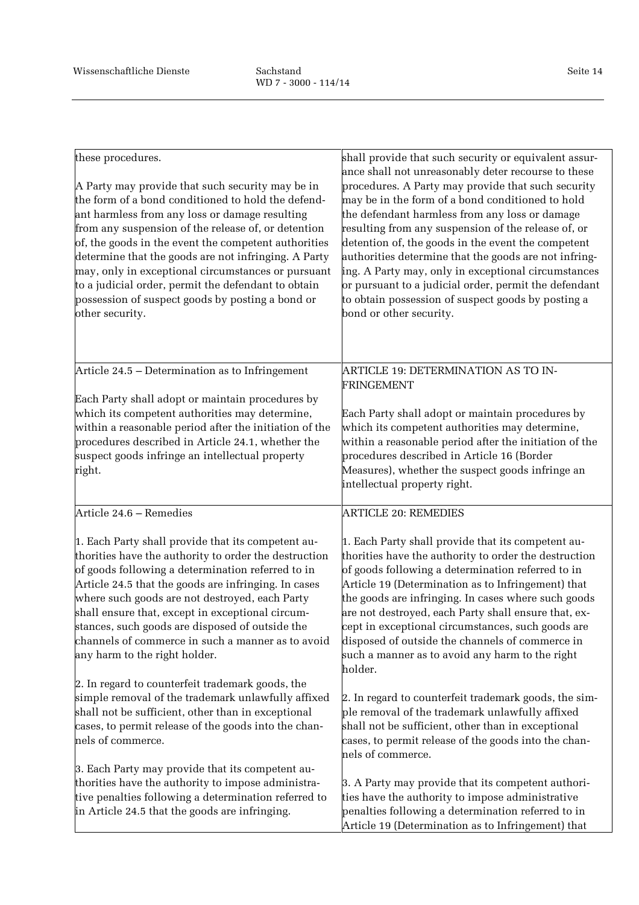| | |
|---|---|
| these procedures.<br><br>A Party may provide that such security may be in the form of a bond conditioned to hold the defendant harmless from any loss or damage resulting from any suspension of the release of, or detention of, the goods in the event the competent authorities determine that the goods are not infringing. A Party may, only in exceptional circumstances or pursuant to a judicial order, permit the defendant to obtain possession of suspect goods by posting a bond or other security. | shall provide that such security or equivalent assurance shall not unreasonably deter recourse to these procedures. A Party may provide that such security may be in the form of a bond conditioned to hold the defendant harmless from any loss or damage resulting from any suspension of the release of, or detention of, the goods in the event the competent authorities determine that the goods are not infringing. A Party may, only in exceptional circumstances or pursuant to a judicial order, permit the defendant to obtain possession of suspect goods by posting a bond or other security. |
| Article 24.5 – Determination as to Infringement<br><br>Each Party shall adopt or maintain procedures by which its competent authorities may determine, within a reasonable period after the initiation of the procedures described in Article 24.1, whether the suspect goods infringe an intellectual property right. | ARTICLE 19: DETERMINATION AS TO INFRINGEMENT<br><br>Each Party shall adopt or maintain procedures by which its competent authorities may determine, within a reasonable period after the initiation of the procedures described in Article 16 (Border Measures), whether the suspect goods infringe an intellectual property right. |
| Article 24.6 – Remedies<br><br>1. Each Party shall provide that its competent authorities have the authority to order the destruction of goods following a determination referred to in Article 24.5 that the goods are infringing. In cases where such goods are not destroyed, each Party shall ensure that, except in exceptional circumstances, such goods are disposed of outside the channels of commerce in such a manner as to avoid any harm to the right holder.<br><br>2. In regard to counterfeit trademark goods, the simple removal of the trademark unlawfully affixed shall not be sufficient, other than in exceptional cases, to permit release of the goods into the channels of commerce.<br><br>3. Each Party may provide that its competent authorities have the authority to impose administrative penalties following a determination referred to in Article 24.5 that the goods are infringing. | ARTICLE 20: REMEDIES<br><br>1. Each Party shall provide that its competent authorities have the authority to order the destruction of goods following a determination referred to in Article 19 (Determination as to Infringement) that the goods are infringing. In cases where such goods are not destroyed, each Party shall ensure that, except in exceptional circumstances, such goods are disposed of outside the channels of commerce in such a manner as to avoid any harm to the right holder.<br><br>2. In regard to counterfeit trademark goods, the simple removal of the trademark unlawfully affixed shall not be sufficient, other than in exceptional cases, to permit release of the goods into the channels of commerce.<br><br>3. A Party may provide that its competent authorities have the authority to impose administrative penalties following a determination referred to in Article 19 (Determination as to Infringement) that |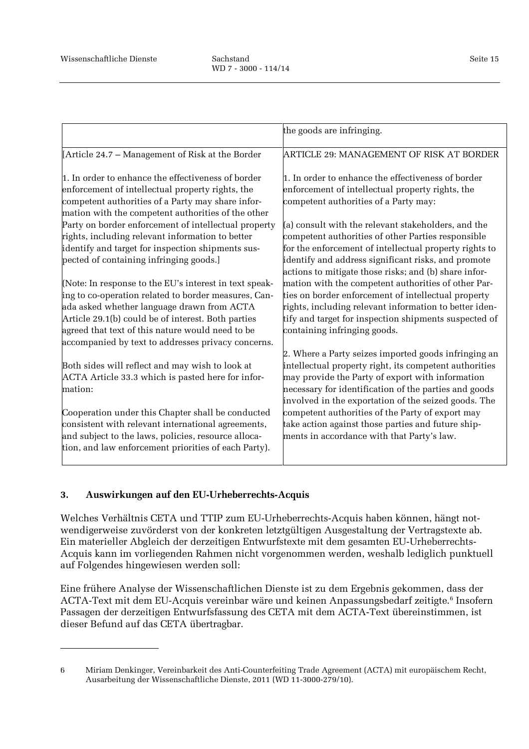| | the goods are infringing. |
|---|---|
| [Article 24.7 – Management of Risk at the Border<br><br>1. In order to enhance the effectiveness of border enforcement of intellectual property rights, the competent authorities of a Party may share information with the competent authorities of the other Party on border enforcement of intellectual property rights, including relevant information to better identify and target for inspection shipments suspected of containing infringing goods.]<br><br>(Note: In response to the EU's interest in text speaking to co-operation related to border measures, Canada asked whether language drawn from ACTA Article 29.1(b) could be of interest. Both parties agreed that text of this nature would need to be accompanied by text to addresses privacy concerns.<br><br>Both sides will reflect and may wish to look at ACTA Article 33.3 which is pasted here for information:<br><br>Cooperation under this Chapter shall be conducted consistent with relevant international agreements, and subject to the laws, policies, resource allocation, and law enforcement priorities of each Party). | ARTICLE 29: MANAGEMENT OF RISK AT BORDER<br><br>1. In order to enhance the effectiveness of border enforcement of intellectual property rights, the competent authorities of a Party may:<br><br>(a) consult with the relevant stakeholders, and the competent authorities of other Parties responsible for the enforcement of intellectual property rights to identify and address significant risks, and promote actions to mitigate those risks; and (b) share information with the competent authorities of other Parties on border enforcement of intellectual property rights, including relevant information to better identify and target for inspection shipments suspected of containing infringing goods.<br><br>2. Where a Party seizes imported goods infringing an intellectual property right, its competent authorities may provide the Party of export with information necessary for identification of the parties and goods involved in the exportation of the seized goods. The competent authorities of the Party of export may take action against those parties and future shipments in accordance with that Party's law. |

## 3. Auswirkungen auf den EU-Urheberrechts-Acquis

Welches Verhältnis CETA und TTIP zum EU-Urheberrechts-Acquis haben können, hängt notwendigerweise zuvörderst von der konkreten letztgültigen Ausgestaltung der Vertragstexte ab. Ein materieller Abgleich der derzeitigen Entwurfstexte mit dem gesamten EU-Urheberrechts-Acquis kann im vorliegenden Rahmen nicht vorgenommen werden, weshalb lediglich punktuell auf Folgendes hingewiesen werden soll:

Eine frühere Analyse der Wissenschaftlichen Dienste ist zu dem Ergebnis gekommen, dass der ACTA-Text mit dem EU-Acquis vereinbar wäre und keinen Anpassungsbedarf zeitigte.[6] Insofern Passagen der derzeitigen Entwurfsfassung des CETA mit dem ACTA-Text übereinstimmen, ist dieser Befund auf das CETA übertragbar.

---

6 Miriam Denkinger, Vereinbarkeit des Anti-Counterfeiting Trade Agreement (ACTA) mit europäischem Recht, Ausarbeitung der Wissenschaftliche Dienste, 2011 (WD 11-3000-279/10).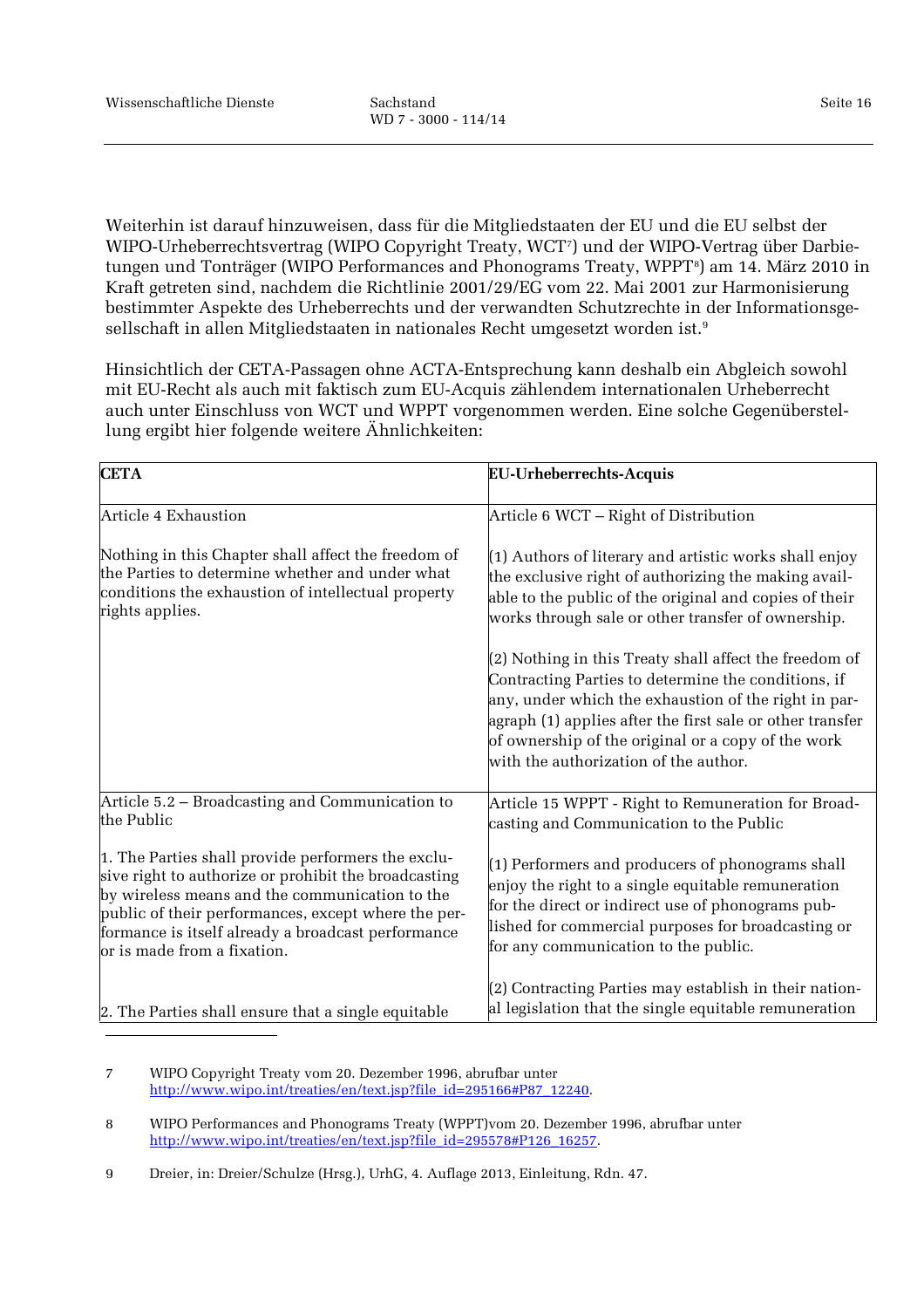Weiterhin ist darauf hinzuweisen, dass für die Mitgliedstaaten der EU und die EU selbst der WIPO-Urheberrechtsvertrag (WIPO Copyright Treaty, WCT[7]) und der WIPO-Vertrag über Darbietungen und Tonträger (WIPO Performances and Phonograms Treaty, WPPT[8]) am 14. März 2010 in Kraft getreten sind, nachdem die Richtlinie 2001/29/EG vom 22. Mai 2001 zur Harmonisierung bestimmter Aspekte des Urheberrechts und der verwandten Schutzrechte in der Informationsgesellschaft in allen Mitgliedstaaten in nationales Recht umgesetzt worden ist.[9]

Hinsichtlich der CETA-Passagen ohne ACTA-Entsprechung kann deshalb ein Abgleich sowohl mit EU-Recht als auch mit faktisch zum EU-Acquis zählendem internationalen Urheberrecht auch unter Einschluss von WCT und WPPT vorgenommen werden. Eine solche Gegenüberstellung ergibt hier folgende weitere Ähnlichkeiten:

| **CETA** | **EU-Urheberrechts-Acquis** |
|---|---|
| Article 4 Exhaustion<br><br>Nothing in this Chapter shall affect the freedom of the Parties to determine whether and under what conditions the exhaustion of intellectual property rights applies. | Article 6 WCT – Right of Distribution<br><br>(1) Authors of literary and artistic works shall enjoy the exclusive right of authorizing the making available to the public of the original and copies of their works through sale or other transfer of ownership.<br><br>(2) Nothing in this Treaty shall affect the freedom of Contracting Parties to determine the conditions, if any, under which the exhaustion of the right in paragraph (1) applies after the first sale or other transfer of ownership of the original or a copy of the work with the authorization of the author. |
| Article 5.2 – Broadcasting and Communication to the Public<br><br>1. The Parties shall provide performers the exclusive right to authorize or prohibit the broadcasting by wireless means and the communication to the public of their performances, except where the performance is itself already a broadcast performance or is made from a fixation.<br><br>2. The Parties shall ensure that a single equitable | Article 15 WPPT - Right to Remuneration for Broadcasting and Communication to the Public<br><br>(1) Performers and producers of phonograms shall enjoy the right to a single equitable remuneration for the direct or indirect use of phonograms published for commercial purposes for broadcasting or for any communication to the public.<br><br>(2) Contracting Parties may establish in their national legislation that the single equitable remuneration |

7 WIPO Copyright Treaty vom 20. Dezember 1996, abrufbar unter http://www.wipo.int/treaties/en/text.jsp?file_id=295166#P87_12240.

8 WIPO Performances and Phonograms Treaty (WPPT)vom 20. Dezember 1996, abrufbar unter http://www.wipo.int/treaties/en/text.jsp?file_id=295578#P126_16257.

9 Dreier, in: Dreier/Schulze (Hrsg.), UrhG, 4. Auflage 2013, Einleitung, Rdn. 47.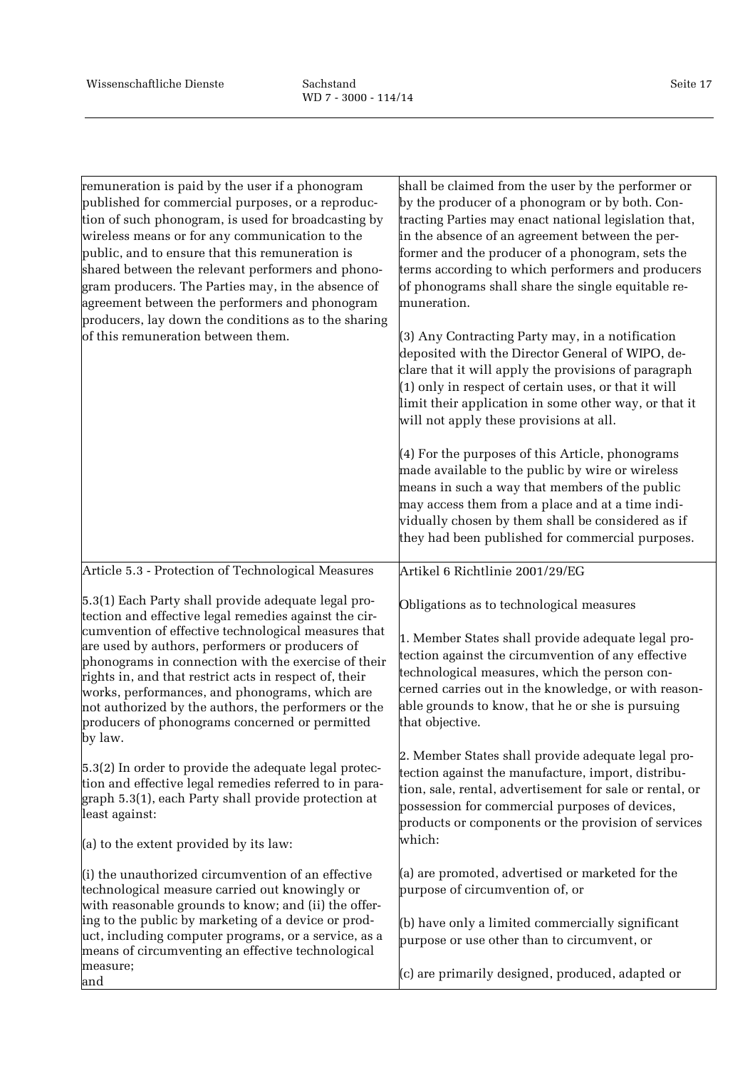| | |
|---|---|
| remuneration is paid by the user if a phonogram published for commercial purposes, or a reproduction of such phonogram, is used for broadcasting by wireless means or for any communication to the public, and to ensure that this remuneration is shared between the relevant performers and phonogram producers. The Parties may, in the absence of agreement between the performers and phonogram producers, lay down the conditions as to the sharing of this remuneration between them. | shall be claimed from the user by the performer or by the producer of a phonogram or by both. Contracting Parties may enact national legislation that, in the absence of an agreement between the performer and the producer of a phonogram, sets the terms according to which performers and producers of phonograms shall share the single equitable remuneration.<br><br>(3) Any Contracting Party may, in a notification deposited with the Director General of WIPO, declare that it will apply the provisions of paragraph (1) only in respect of certain uses, or that it will limit their application in some other way, or that it will not apply these provisions at all.<br><br>(4) For the purposes of this Article, phonograms made available to the public by wire or wireless means in such a way that members of the public may access them from a place and at a time individually chosen by them shall be considered as if they had been published for commercial purposes. |
| Article 5.3 - Protection of Technological Measures<br><br>5.3(1) Each Party shall provide adequate legal protection and effective legal remedies against the circumvention of effective technological measures that are used by authors, performers or producers of phonograms in connection with the exercise of their rights in, and that restrict acts in respect of, their works, performances, and phonograms, which are not authorized by the authors, the performers or the producers of phonograms concerned or permitted by law.<br><br>5.3(2) In order to provide the adequate legal protection and effective legal remedies referred to in paragraph 5.3(1), each Party shall provide protection at least against:<br><br>(a) to the extent provided by its law:<br><br>(i) the unauthorized circumvention of an effective technological measure carried out knowingly or with reasonable grounds to know; and (ii) the offering to the public by marketing of a device or product, including computer programs, or a service, as a means of circumventing an effective technological measure;<br>and | Artikel 6 Richtlinie 2001/29/EG<br><br>Obligations as to technological measures<br><br>1. Member States shall provide adequate legal protection against the circumvention of any effective technological measures, which the person concerned carries out in the knowledge, or with reasonable grounds to know, that he or she is pursuing that objective.<br><br>2. Member States shall provide adequate legal protection against the manufacture, import, distribution, sale, rental, advertisement for sale or rental, or possession for commercial purposes of devices, products or components or the provision of services which:<br><br>(a) are promoted, advertised or marketed for the purpose of circumvention of, or<br><br>(b) have only a limited commercially significant purpose or use other than to circumvent, or<br><br>(c) are primarily designed, produced, adapted or |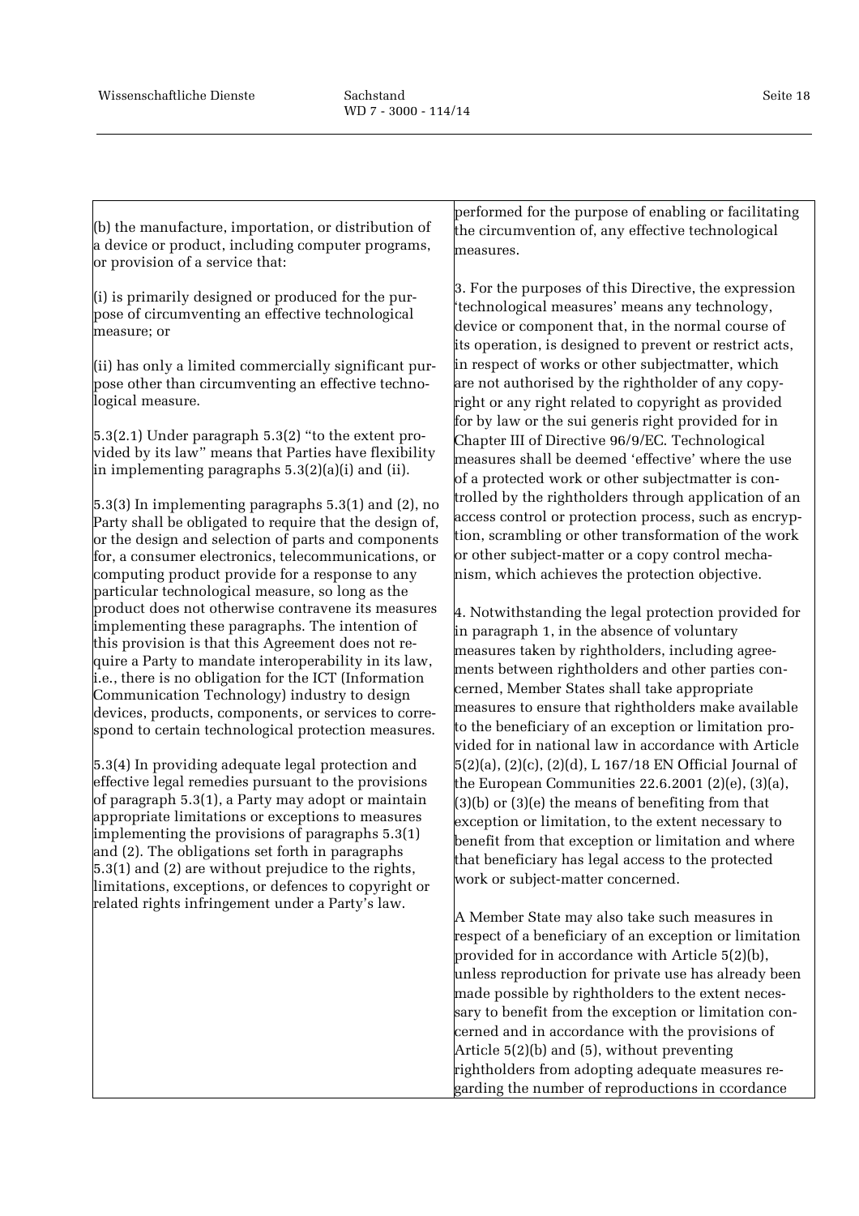| | |
|---|---|
| (b) the manufacture, importation, or distribution of a device or product, including computer programs, or provision of a service that:<br><br>(i) is primarily designed or produced for the purpose of circumventing an effective technological measure; or<br><br>(ii) has only a limited commercially significant purpose other than circumventing an effective technological measure.<br><br>5.3(2.1) Under paragraph 5.3(2) "to the extent provided by its law" means that Parties have flexibility in implementing paragraphs 5.3(2)(a)(i) and (ii).<br><br>5.3(3) In implementing paragraphs 5.3(1) and (2), no Party shall be obligated to require that the design of, or the design and selection of parts and components for, a consumer electronics, telecommunications, or computing product provide for a response to any particular technological measure, so long as the product does not otherwise contravene its measures implementing these paragraphs. The intention of this provision is that this Agreement does not require a Party to mandate interoperability in its law, i.e., there is no obligation for the ICT (Information Communication Technology) industry to design devices, products, components, or services to correspond to certain technological protection measures.<br><br>5.3(4) In providing adequate legal protection and effective legal remedies pursuant to the provisions of paragraph 5.3(1), a Party may adopt or maintain appropriate limitations or exceptions to measures implementing the provisions of paragraphs 5.3(1) and (2). The obligations set forth in paragraphs 5.3(1) and (2) are without prejudice to the rights, limitations, exceptions, or defences to copyright or related rights infringement under a Party's law. | performed for the purpose of enabling or facilitating the circumvention of, any effective technological measures.<br><br>3. For the purposes of this Directive, the expression 'technological measures' means any technology, device or component that, in the normal course of its operation, is designed to prevent or restrict acts, in respect of works or other subjectmatter, which are not authorised by the rightholder of any copyright or any right related to copyright as provided for by law or the sui generis right provided for in Chapter III of Directive 96/9/EC. Technological measures shall be deemed 'effective' where the use of a protected work or other subjectmatter is controlled by the rightholders through application of an access control or protection process, such as encryption, scrambling or other transformation of the work or other subject-matter or a copy control mechanism, which achieves the protection objective.<br><br>4. Notwithstanding the legal protection provided for in paragraph 1, in the absence of voluntary measures taken by rightholders, including agreements between rightholders and other parties concerned, Member States shall take appropriate measures to ensure that rightholders make available to the beneficiary of an exception or limitation provided for in national law in accordance with Article 5(2)(a), (2)(c), (2)(d), L 167/18 EN Official Journal of the European Communities 22.6.2001 (2)(e), (3)(a), (3)(b) or (3)(e) the means of benefiting from that exception or limitation, to the extent necessary to benefit from that exception or limitation and where that beneficiary has legal access to the protected work or subject-matter concerned.<br><br>A Member State may also take such measures in respect of a beneficiary of an exception or limitation provided for in accordance with Article 5(2)(b), unless reproduction for private use has already been made possible by rightholders to the extent necessary to benefit from the exception or limitation concerned and in accordance with the provisions of Article 5(2)(b) and (5), without preventing rightholders from adopting adequate measures regarding the number of reproductions in ccordance |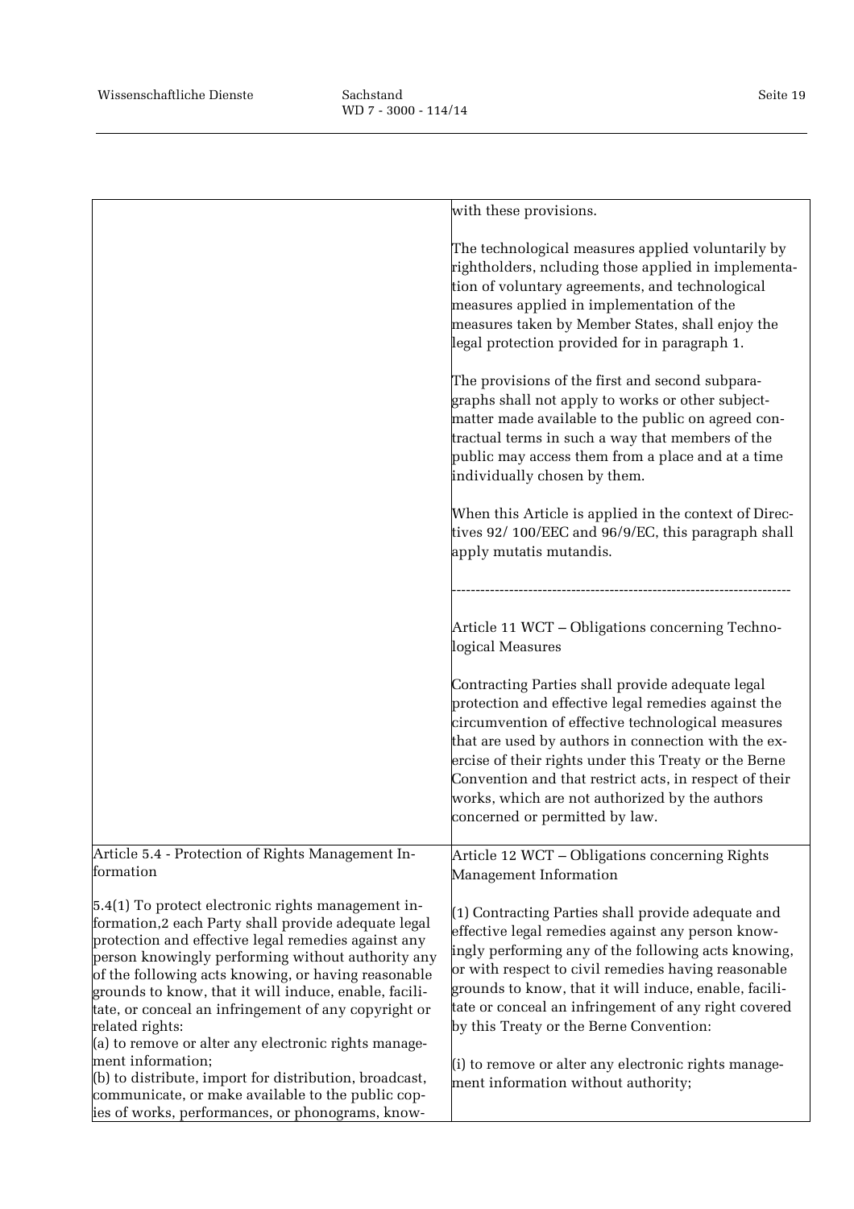| | |
|---|---|
| | with these provisions.<br><br>The technological measures applied voluntarily by rightholders, ncluding those applied in implementation of voluntary agreements, and technological measures applied in implementation of the measures taken by Member States, shall enjoy the legal protection provided for in paragraph 1.<br><br>The provisions of the first and second subparagraphs shall not apply to works or other subject-matter made available to the public on agreed contractual terms in such a way that members of the public may access them from a place and at a time individually chosen by them.<br><br>When this Article is applied in the context of Directives 92/ 100/EEC and 96/9/EC, this paragraph shall apply mutatis mutandis.<br><br>-----------------------------------------------------------------------<br><br>Article 11 WCT – Obligations concerning Technological Measures<br><br>Contracting Parties shall provide adequate legal protection and effective legal remedies against the circumvention of effective technological measures that are used by authors in connection with the exercise of their rights under this Treaty or the Berne Convention and that restrict acts, in respect of their works, which are not authorized by the authors concerned or permitted by law. |
| Article 5.4 - Protection of Rights Management Information<br><br>5.4(1) To protect electronic rights management information,2 each Party shall provide adequate legal protection and effective legal remedies against any person knowingly performing without authority any of the following acts knowing, or having reasonable grounds to know, that it will induce, enable, facilitate, or conceal an infringement of any copyright or related rights:<br>(a) to remove or alter any electronic rights management information;<br>(b) to distribute, import for distribution, broadcast, communicate, or make available to the public copies of works, performances, or phonograms, know- | Article 12 WCT – Obligations concerning Rights Management Information<br><br>(1) Contracting Parties shall provide adequate and effective legal remedies against any person knowingly performing any of the following acts knowing, or with respect to civil remedies having reasonable grounds to know, that it will induce, enable, facilitate or conceal an infringement of any right covered by this Treaty or the Berne Convention:<br><br>(i) to remove or alter any electronic rights management information without authority; |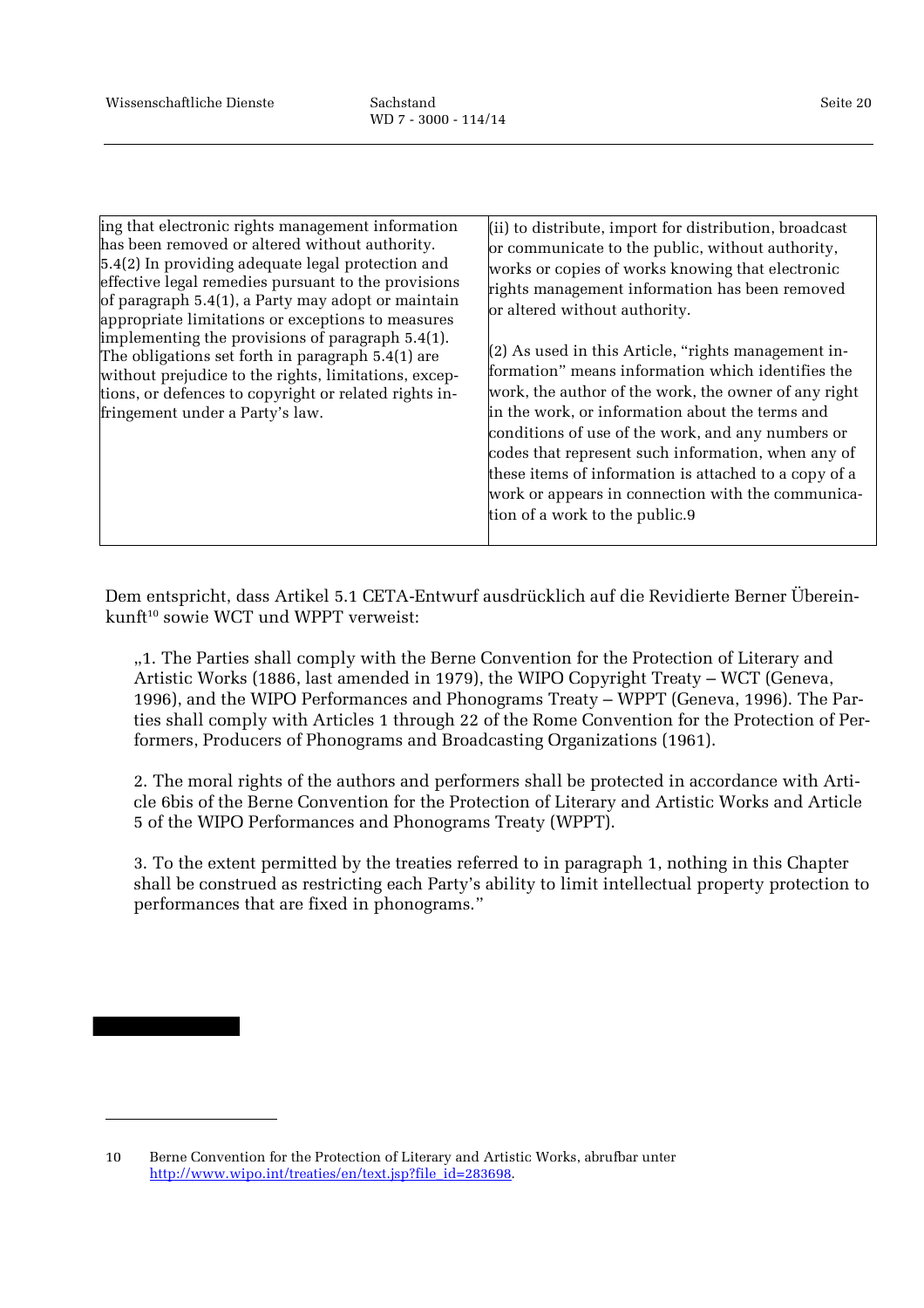| | |
|---|---|
| ing that electronic rights management information has been removed or altered without authority. 5.4(2) In providing adequate legal protection and effective legal remedies pursuant to the provisions of paragraph 5.4(1), a Party may adopt or maintain appropriate limitations or exceptions to measures implementing the provisions of paragraph 5.4(1). The obligations set forth in paragraph 5.4(1) are without prejudice to the rights, limitations, exceptions, or defences to copyright or related rights infringement under a Party's law. | (ii) to distribute, import for distribution, broadcast or communicate to the public, without authority, works or copies of works knowing that electronic rights management information has been removed or altered without authority.<br><br>(2) As used in this Article, "rights management information" means information which identifies the work, the author of the work, the owner of any right in the work, or information about the terms and conditions of use of the work, and any numbers or codes that represent such information, when any of these items of information is attached to a copy of a work or appears in connection with the communication of a work to the public.9 |

Dem entspricht, dass Artikel 5.1 CETA-Entwurf ausdrücklich auf die Revidierte Berner Übereinkunft[10] sowie WCT und WPPT verweist:

> „1. The Parties shall comply with the Berne Convention for the Protection of Literary and Artistic Works (1886, last amended in 1979), the WIPO Copyright Treaty – WCT (Geneva, 1996), and the WIPO Performances and Phonograms Treaty – WPPT (Geneva, 1996). The Parties shall comply with Articles 1 through 22 of the Rome Convention for the Protection of Performers, Producers of Phonograms and Broadcasting Organizations (1961).
>
> 2. The moral rights of the authors and performers shall be protected in accordance with Article 6bis of the Berne Convention for the Protection of Literary and Artistic Works and Article 5 of the WIPO Performances and Phonograms Treaty (WPPT).
>
> 3. To the extent permitted by the treaties referred to in paragraph 1, nothing in this Chapter shall be construed as restricting each Party's ability to limit intellectual property protection to performances that are fixed in phonograms."

10 Berne Convention for the Protection of Literary and Artistic Works, abrufbar unter http://www.wipo.int/treaties/en/text.jsp?file_id=283698.